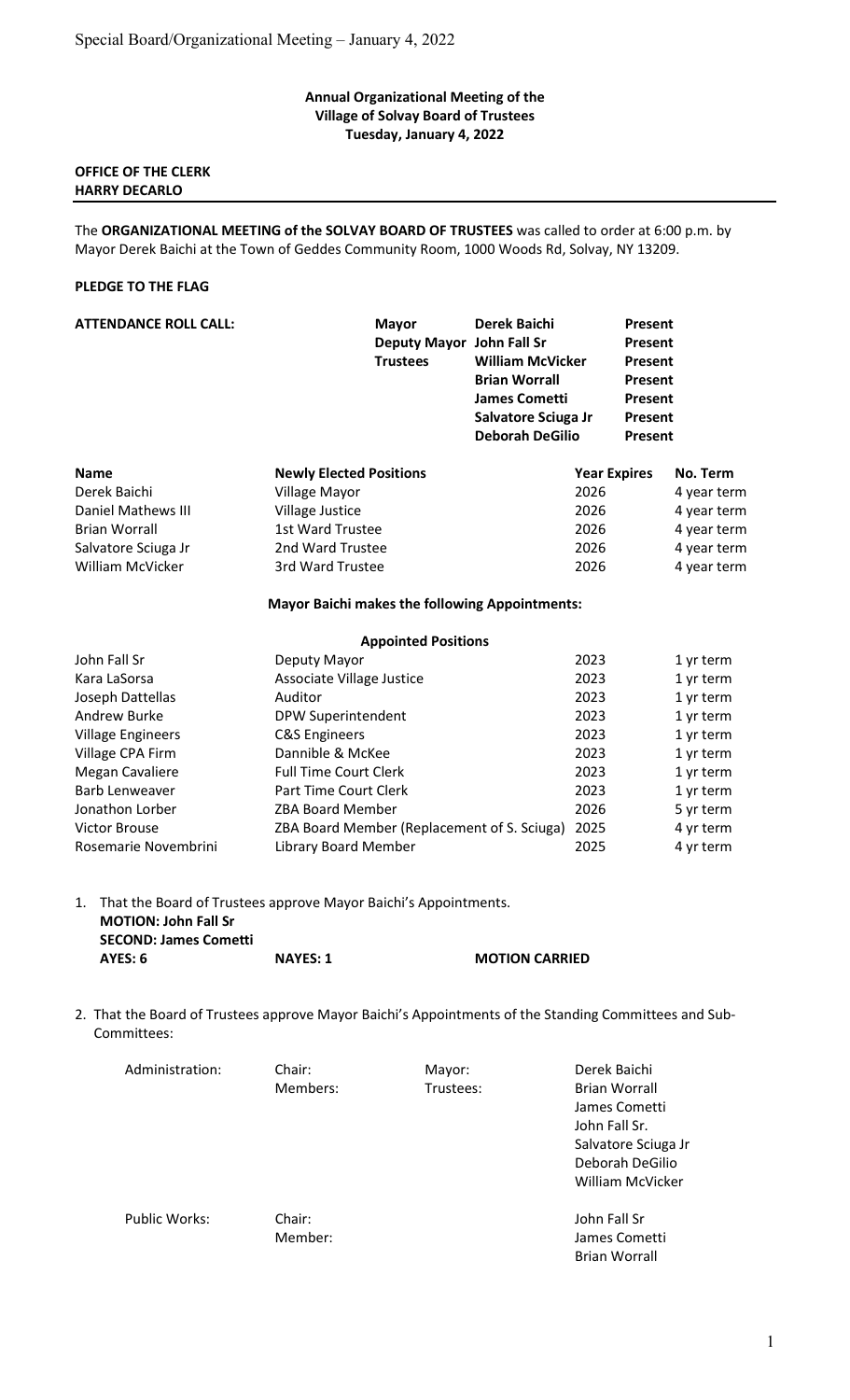Special Board/Organizational Meeting – January 4, 2022

**Annual Organizational Meeting of the Village of Solvay Board of Trustees**
**Tuesday, January 4, 2022**

**OFFICE OF THE CLERK**
**HARRY DECARLO**

The **ORGANIZATIONAL MEETING of the SOLVAY BOARD OF TRUSTEES** was called to order at 6:00 p.m. by Mayor Derek Baichi at the Town of Geddes Community Room, 1000 Woods Rd, Solvay, NY 13209.

**PLEDGE TO THE FLAG**

**ATTENDANCE ROLL CALL:**

| | | |
|---|---|---|
| **Mayor** | **Derek Baichi** | **Present** |
| **Deputy Mayor** | **John Fall Sr** | **Present** |
| **Trustees** | **William McVicker** | **Present** |
| | **Brian Worrall** | **Present** |
| | **James Cometti** | **Present** |
| | **Salvatore Sciuga Jr** | **Present** |
| | **Deborah DeGilio** | **Present** |

| **Name** | **Newly Elected Positions** | **Year Expires** | **No. Term** |
|---|---|---|---|
| Derek Baichi | Village Mayor | 2026 | 4 year term |
| Daniel Mathews III | Village Justice | 2026 | 4 year term |
| Brian Worrall | 1st Ward Trustee | 2026 | 4 year term |
| Salvatore Sciuga Jr | 2nd Ward Trustee | 2026 | 4 year term |
| William McVicker | 3rd Ward Trustee | 2026 | 4 year term |

**Mayor Baichi makes the following Appointments:**

| | **Appointed Positions** | | |
|---|---|---|---|
| John Fall Sr | Deputy Mayor | 2023 | 1 yr term |
| Kara LaSorsa | Associate Village Justice | 2023 | 1 yr term |
| Joseph Dattellas | Auditor | 2023 | 1 yr term |
| Andrew Burke | DPW Superintendent | 2023 | 1 yr term |
| Village Engineers | C&S Engineers | 2023 | 1 yr term |
| Village CPA Firm | Dannible & McKee | 2023 | 1 yr term |
| Megan Cavaliere | Full Time Court Clerk | 2023 | 1 yr term |
| Barb Lenweaver | Part Time Court Clerk | 2023 | 1 yr term |
| Jonathon Lorber | ZBA Board Member | 2026 | 5 yr term |
| Victor Brouse | ZBA Board Member (Replacement of S. Sciuga) | 2025 | 4 yr term |
| Rosemarie Novembrini | Library Board Member | 2025 | 4 yr term |

1. That the Board of Trustees approve Mayor Baichi's Appointments.
   **MOTION: John Fall Sr**
   **SECOND: James Cometti**
   **AYES: 6** **NAYES: 1** **MOTION CARRIED**

2. That the Board of Trustees approve Mayor Baichi's Appointments of the Standing Committees and Sub-Committees:

| | | | |
|---|---|---|---|
| Administration: | Chair: | Mayor: | Derek Baichi |
| | Members: | Trustees: | Brian Worrall |
| | | | James Cometti |
| | | | John Fall Sr. |
| | | | Salvatore Sciuga Jr |
| | | | Deborah DeGilio |
| | | | William McVicker |
| Public Works: | Chair: | | John Fall Sr |
| | Member: | | James Cometti |
| | | | Brian Worrall |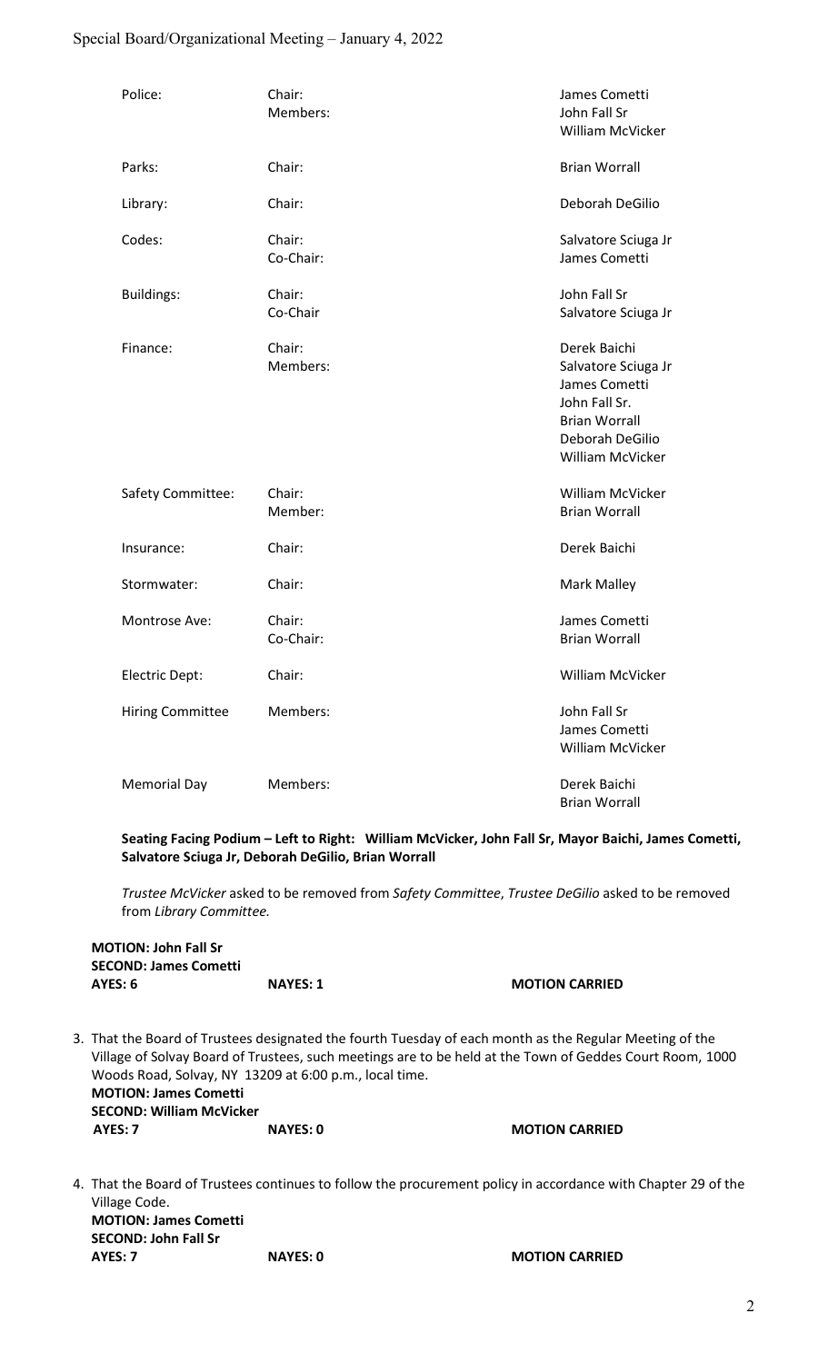Special Board/Organizational Meeting – January 4, 2022

| | | |
|---|---|---|
| Police: | Chair:<br>Members: | James Cometti<br>John Fall Sr<br>William McVicker |
| Parks: | Chair: | Brian Worrall |
| Library: | Chair: | Deborah DeGilio |
| Codes: | Chair:<br>Co-Chair: | Salvatore Sciuga Jr<br>James Cometti |
| Buildings: | Chair:<br>Co-Chair | John Fall Sr<br>Salvatore Sciuga Jr |
| Finance: | Chair:<br>Members: | Derek Baichi<br>Salvatore Sciuga Jr<br>James Cometti<br>John Fall Sr.<br>Brian Worrall<br>Deborah DeGilio<br>William McVicker |
| Safety Committee: | Chair:<br>Member: | William McVicker<br>Brian Worrall |
| Insurance: | Chair: | Derek Baichi |
| Stormwater: | Chair: | Mark Malley |
| Montrose Ave: | Chair:<br>Co-Chair: | James Cometti<br>Brian Worrall |
| Electric Dept: | Chair: | William McVicker |
| Hiring Committee | Members: | John Fall Sr<br>James Cometti<br>William McVicker |
| Memorial Day | Members: | Derek Baichi<br>Brian Worrall |

**Seating Facing Podium – Left to Right: William McVicker, John Fall Sr, Mayor Baichi, James Cometti, Salvatore Sciuga Jr, Deborah DeGilio, Brian Worrall**

*Trustee McVicker* asked to be removed from *Safety Committee*, *Trustee DeGilio* asked to be removed from *Library Committee.*

**MOTION: John Fall Sr**
**SECOND: James Cometti**
**AYES: 6** **NAYES: 1** **MOTION CARRIED**

3. That the Board of Trustees designated the fourth Tuesday of each month as the Regular Meeting of the Village of Solvay Board of Trustees, such meetings are to be held at the Town of Geddes Court Room, 1000 Woods Road, Solvay, NY 13209 at 6:00 p.m., local time.
   **MOTION: James Cometti**
   **SECOND: William McVicker**
   **AYES: 7** **NAYES: 0** **MOTION CARRIED**

4. That the Board of Trustees continues to follow the procurement policy in accordance with Chapter 29 of the Village Code.
   **MOTION: James Cometti**
   **SECOND: John Fall Sr**
   **AYES: 7** **NAYES: 0** **MOTION CARRIED**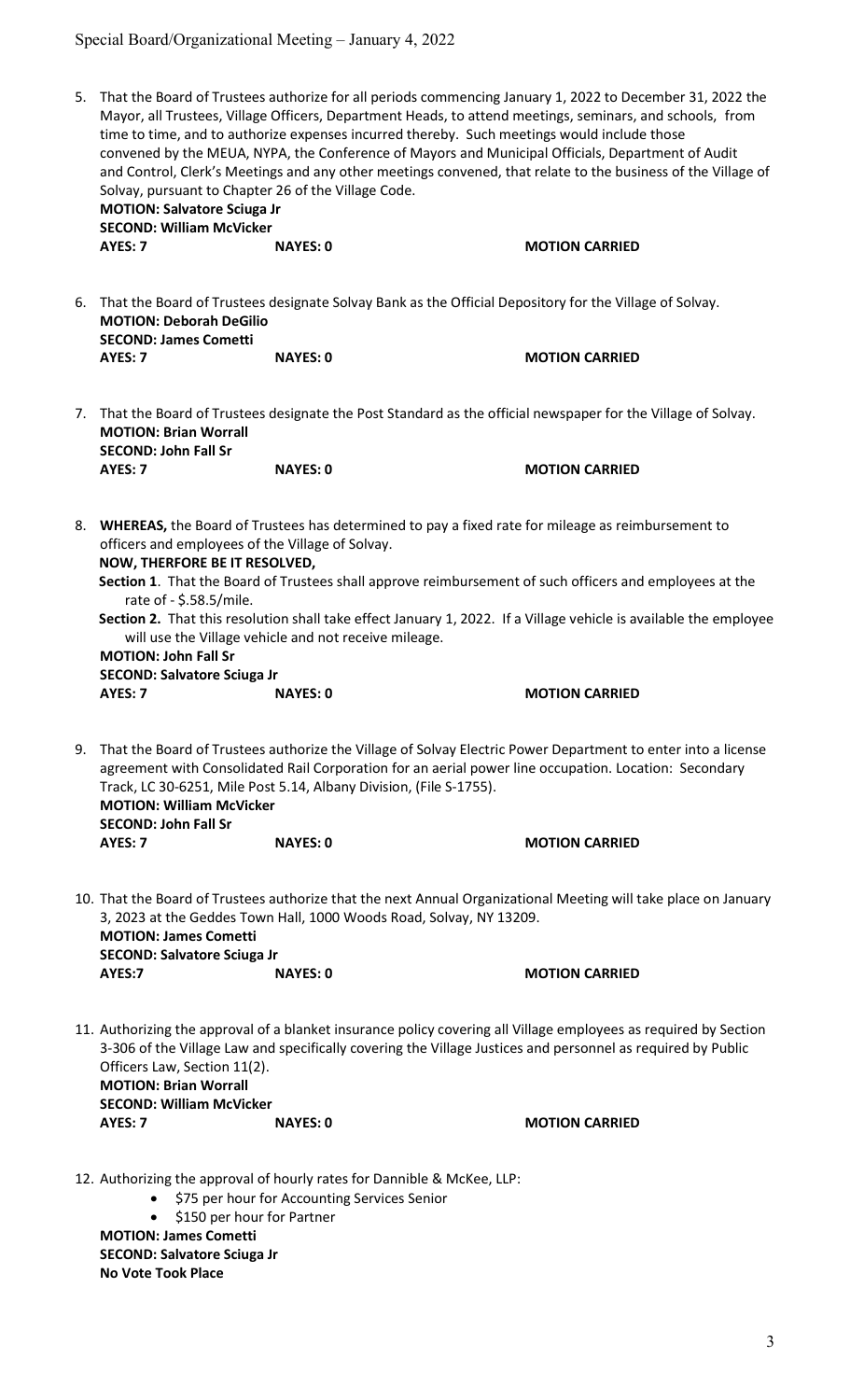5. That the Board of Trustees authorize for all periods commencing January 1, 2022 to December 31, 2022 the Mayor, all Trustees, Village Officers, Department Heads, to attend meetings, seminars, and schools, from time to time, and to authorize expenses incurred thereby. Such meetings would include those convened by the MEUA, NYPA, the Conference of Mayors and Municipal Officials, Department of Audit and Control, Clerk's Meetings and any other meetings convened, that relate to the business of the Village of Solvay, pursuant to Chapter 26 of the Village Code.
   **MOTION: Salvatore Sciuga Jr**
   **SECOND: William McVicker**
   **AYES: 7** **NAYES: 0** **MOTION CARRIED**

6. That the Board of Trustees designate Solvay Bank as the Official Depository for the Village of Solvay.
   **MOTION: Deborah DeGilio**
   **SECOND: James Cometti**
   **AYES: 7** **NAYES: 0** **MOTION CARRIED**

7. That the Board of Trustees designate the Post Standard as the official newspaper for the Village of Solvay.
   **MOTION: Brian Worrall**
   **SECOND: John Fall Sr**
   **AYES: 7** **NAYES: 0** **MOTION CARRIED**

8. **WHEREAS,** the Board of Trustees has determined to pay a fixed rate for mileage as reimbursement to officers and employees of the Village of Solvay.
   **NOW, THERFORE BE IT RESOLVED,**
   **Section 1**. That the Board of Trustees shall approve reimbursement of such officers and employees at the rate of - $.58.5/mile.
   **Section 2.** That this resolution shall take effect January 1, 2022. If a Village vehicle is available the employee will use the Village vehicle and not receive mileage.
   **MOTION: John Fall Sr**
   **SECOND: Salvatore Sciuga Jr**
   **AYES: 7** **NAYES: 0** **MOTION CARRIED**

9. That the Board of Trustees authorize the Village of Solvay Electric Power Department to enter into a license agreement with Consolidated Rail Corporation for an aerial power line occupation. Location: Secondary Track, LC 30-6251, Mile Post 5.14, Albany Division, (File S-1755).
   **MOTION: William McVicker**
   **SECOND: John Fall Sr**
   **AYES: 7** **NAYES: 0** **MOTION CARRIED**

10. That the Board of Trustees authorize that the next Annual Organizational Meeting will take place on January 3, 2023 at the Geddes Town Hall, 1000 Woods Road, Solvay, NY 13209.
    **MOTION: James Cometti**
    **SECOND: Salvatore Sciuga Jr**
    **AYES:7** **NAYES: 0** **MOTION CARRIED**

11. Authorizing the approval of a blanket insurance policy covering all Village employees as required by Section 3-306 of the Village Law and specifically covering the Village Justices and personnel as required by Public Officers Law, Section 11(2).
    **MOTION: Brian Worrall**
    **SECOND: William McVicker**
    **AYES: 7** **NAYES: 0** **MOTION CARRIED**

12. Authorizing the approval of hourly rates for Dannible & McKee, LLP:
    - $75 per hour for Accounting Services Senior
    - $150 per hour for Partner

    **MOTION: James Cometti**
    **SECOND: Salvatore Sciuga Jr**
    **No Vote Took Place**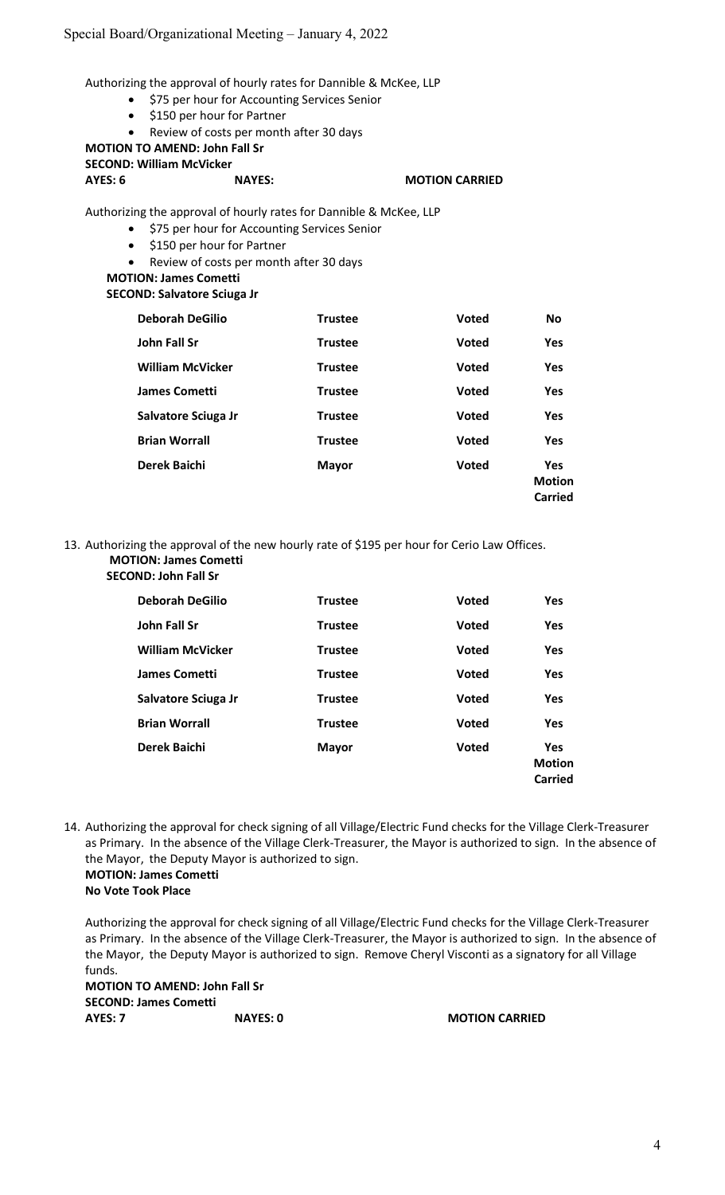Authorizing the approval of hourly rates for Dannible & McKee, LLP

- $75 per hour for Accounting Services Senior
- $150 per hour for Partner
- Review of costs per month after 30 days

**MOTION TO AMEND: John Fall Sr**
**SECOND: William McVicker**
**AYES: 6** **NAYES:** **MOTION CARRIED**

Authorizing the approval of hourly rates for Dannible & McKee, LLP

- $75 per hour for Accounting Services Senior
- $150 per hour for Partner
- Review of costs per month after 30 days

**MOTION: James Cometti**
**SECOND: Salvatore Sciuga Jr**

| | | | |
|---|---|---|---|
| **Deborah DeGilio** | **Trustee** | **Voted** | **No** |
| **John Fall Sr** | **Trustee** | **Voted** | **Yes** |
| **William McVicker** | **Trustee** | **Voted** | **Yes** |
| **James Cometti** | **Trustee** | **Voted** | **Yes** |
| **Salvatore Sciuga Jr** | **Trustee** | **Voted** | **Yes** |
| **Brian Worrall** | **Trustee** | **Voted** | **Yes** |
| **Derek Baichi** | **Mayor** | **Voted** | **Yes Motion Carried** |

13. Authorizing the approval of the new hourly rate of $195 per hour for Cerio Law Offices.
**MOTION: James Cometti**
**SECOND: John Fall Sr**

| | | | |
|---|---|---|---|
| **Deborah DeGilio** | **Trustee** | **Voted** | **Yes** |
| **John Fall Sr** | **Trustee** | **Voted** | **Yes** |
| **William McVicker** | **Trustee** | **Voted** | **Yes** |
| **James Cometti** | **Trustee** | **Voted** | **Yes** |
| **Salvatore Sciuga Jr** | **Trustee** | **Voted** | **Yes** |
| **Brian Worrall** | **Trustee** | **Voted** | **Yes** |
| **Derek Baichi** | **Mayor** | **Voted** | **Yes Motion Carried** |

14. Authorizing the approval for check signing of all Village/Electric Fund checks for the Village Clerk-Treasurer as Primary. In the absence of the Village Clerk-Treasurer, the Mayor is authorized to sign. In the absence of the Mayor, the Deputy Mayor is authorized to sign.
**MOTION: James Cometti**
**No Vote Took Place**

Authorizing the approval for check signing of all Village/Electric Fund checks for the Village Clerk-Treasurer as Primary. In the absence of the Village Clerk-Treasurer, the Mayor is authorized to sign. In the absence of the Mayor, the Deputy Mayor is authorized to sign. Remove Cheryl Visconti as a signatory for all Village funds.

**MOTION TO AMEND: John Fall Sr**
**SECOND: James Cometti**
**AYES: 7** **NAYES: 0** **MOTION CARRIED**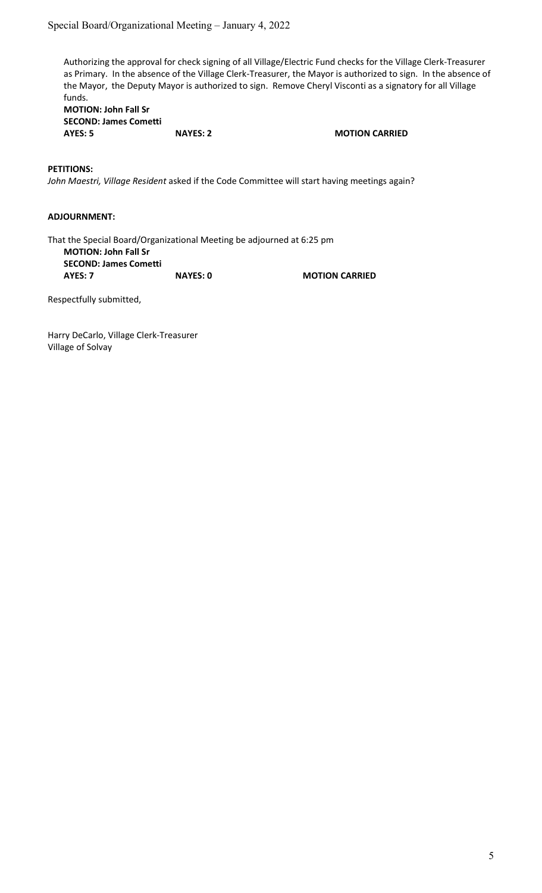Authorizing the approval for check signing of all Village/Electric Fund checks for the Village Clerk-Treasurer as Primary. In the absence of the Village Clerk-Treasurer, the Mayor is authorized to sign. In the absence of the Mayor, the Deputy Mayor is authorized to sign. Remove Cheryl Visconti as a signatory for all Village funds.

**MOTION: John Fall Sr**
**SECOND: James Cometti**
**AYES: 5** **NAYES: 2** **MOTION CARRIED**

**PETITIONS:**

*John Maestri, Village Resident* asked if the Code Committee will start having meetings again?

**ADJOURNMENT:**

That the Special Board/Organizational Meeting be adjourned at 6:25 pm

**MOTION: John Fall Sr**
**SECOND: James Cometti**
**AYES: 7** **NAYES: 0** **MOTION CARRIED**

Respectfully submitted,

Harry DeCarlo, Village Clerk-Treasurer
Village of Solvay